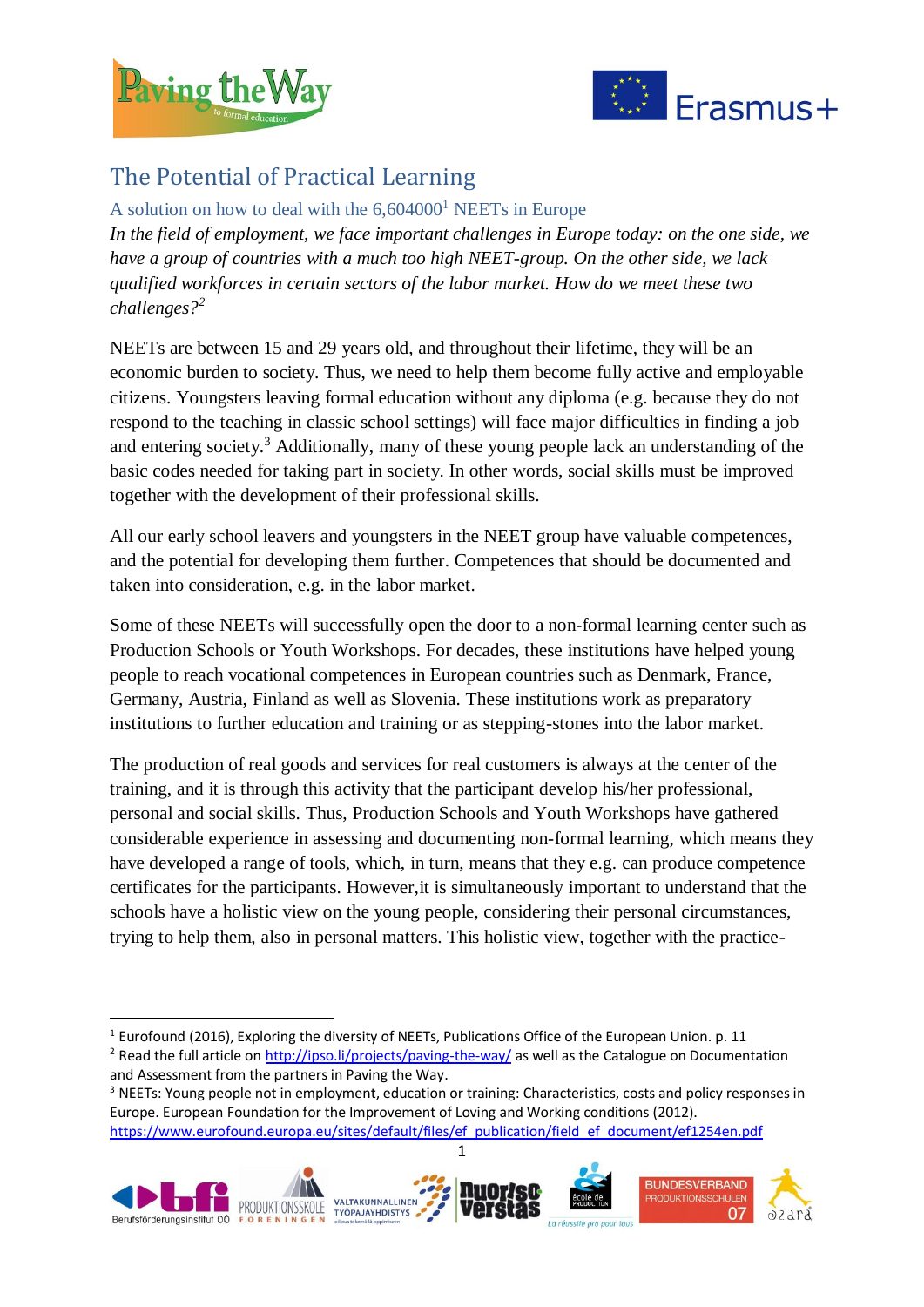# The Potential of Practical Learning

## A solution on how to deal with the 6,604000[1] NEETs in Europe

*In the field of employment, we face important challenges in Europe today: on the one side, we have a group of countries with a much too high NEET-group. On the other side, we lack qualified workforces in certain sectors of the labor market. How do we meet these two challenges?*[2]

NEETs are between 15 and 29 years old, and throughout their lifetime, they will be an economic burden to society. Thus, we need to help them become fully active and employable citizens. Youngsters leaving formal education without any diploma (e.g. because they do not respond to the teaching in classic school settings) will face major difficulties in finding a job and entering society.[3] Additionally, many of these young people lack an understanding of the basic codes needed for taking part in society. In other words, social skills must be improved together with the development of their professional skills.

All our early school leavers and youngsters in the NEET group have valuable competences, and the potential for developing them further. Competences that should be documented and taken into consideration, e.g. in the labor market.

Some of these NEETs will successfully open the door to a non-formal learning center such as Production Schools or Youth Workshops. For decades, these institutions have helped young people to reach vocational competences in European countries such as Denmark, France, Germany, Austria, Finland as well as Slovenia. These institutions work as preparatory institutions to further education and training or as stepping-stones into the labor market.

The production of real goods and services for real customers is always at the center of the training, and it is through this activity that the participant develop his/her professional, personal and social skills. Thus, Production Schools and Youth Workshops have gathered considerable experience in assessing and documenting non-formal learning, which means they have developed a range of tools, which, in turn, means that they e.g. can produce competence certificates for the participants. However,it is simultaneously important to understand that the schools have a holistic view on the young people, considering their personal circumstances, trying to help them, also in personal matters. This holistic view, together with the practice-

---

[1] Eurofound (2016), Exploring the diversity of NEETs, Publications Office of the European Union. p. 11

[2] Read the full article on http://ipso.li/projects/paving-the-way/ as well as the Catalogue on Documentation and Assessment from the partners in Paving the Way.

[3] NEETs: Young people not in employment, education or training: Characteristics, costs and policy responses in Europe. European Foundation for the Improvement of Loving and Working conditions (2012). https://www.eurofound.europa.eu/sites/default/files/ef_publication/field_ef_document/ef1254en.pdf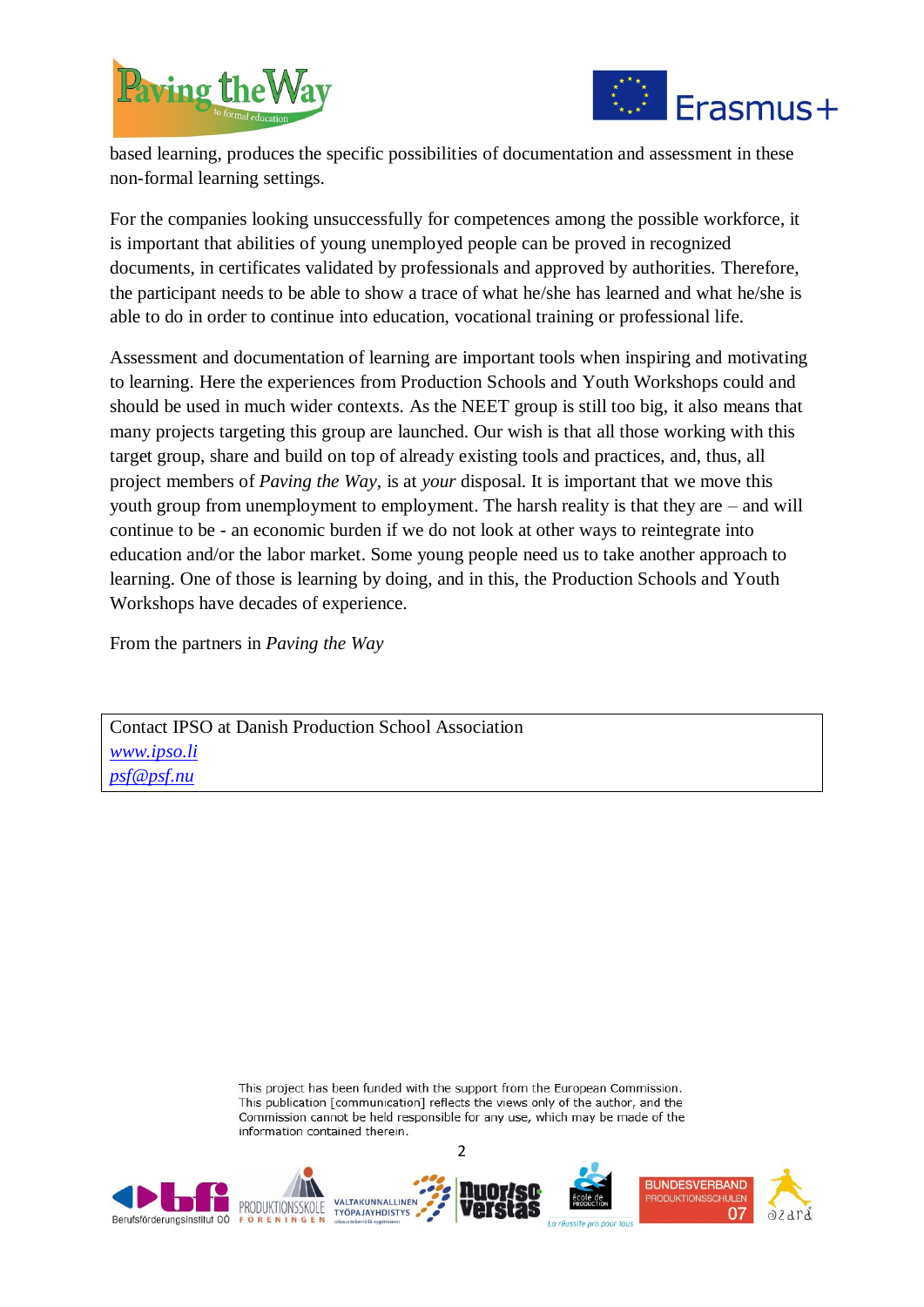based learning, produces the specific possibilities of documentation and assessment in these non-formal learning settings.

For the companies looking unsuccessfully for competences among the possible workforce, it is important that abilities of young unemployed people can be proved in recognized documents, in certificates validated by professionals and approved by authorities. Therefore, the participant needs to be able to show a trace of what he/she has learned and what he/she is able to do in order to continue into education, vocational training or professional life.

Assessment and documentation of learning are important tools when inspiring and motivating to learning. Here the experiences from Production Schools and Youth Workshops could and should be used in much wider contexts. As the NEET group is still too big, it also means that many projects targeting this group are launched. Our wish is that all those working with this target group, share and build on top of already existing tools and practices, and, thus, all project members of *Paving the Way*, is at *your* disposal. It is important that we move this youth group from unemployment to employment. The harsh reality is that they are – and will continue to be - an economic burden if we do not look at other ways to reintegrate into education and/or the labor market. Some young people need us to take another approach to learning. One of those is learning by doing, and in this, the Production Schools and Youth Workshops have decades of experience.

From the partners in *Paving the Way*

| |
|---|
| Contact IPSO at Danish Production School Association<br>*www.ipso.li*<br>*psf@psf.nu* |

This project has been funded with the support from the European Commission. This publication [communication] reflects the views only of the author, and the Commission cannot be held responsible for any use, which may be made of the information contained therein.